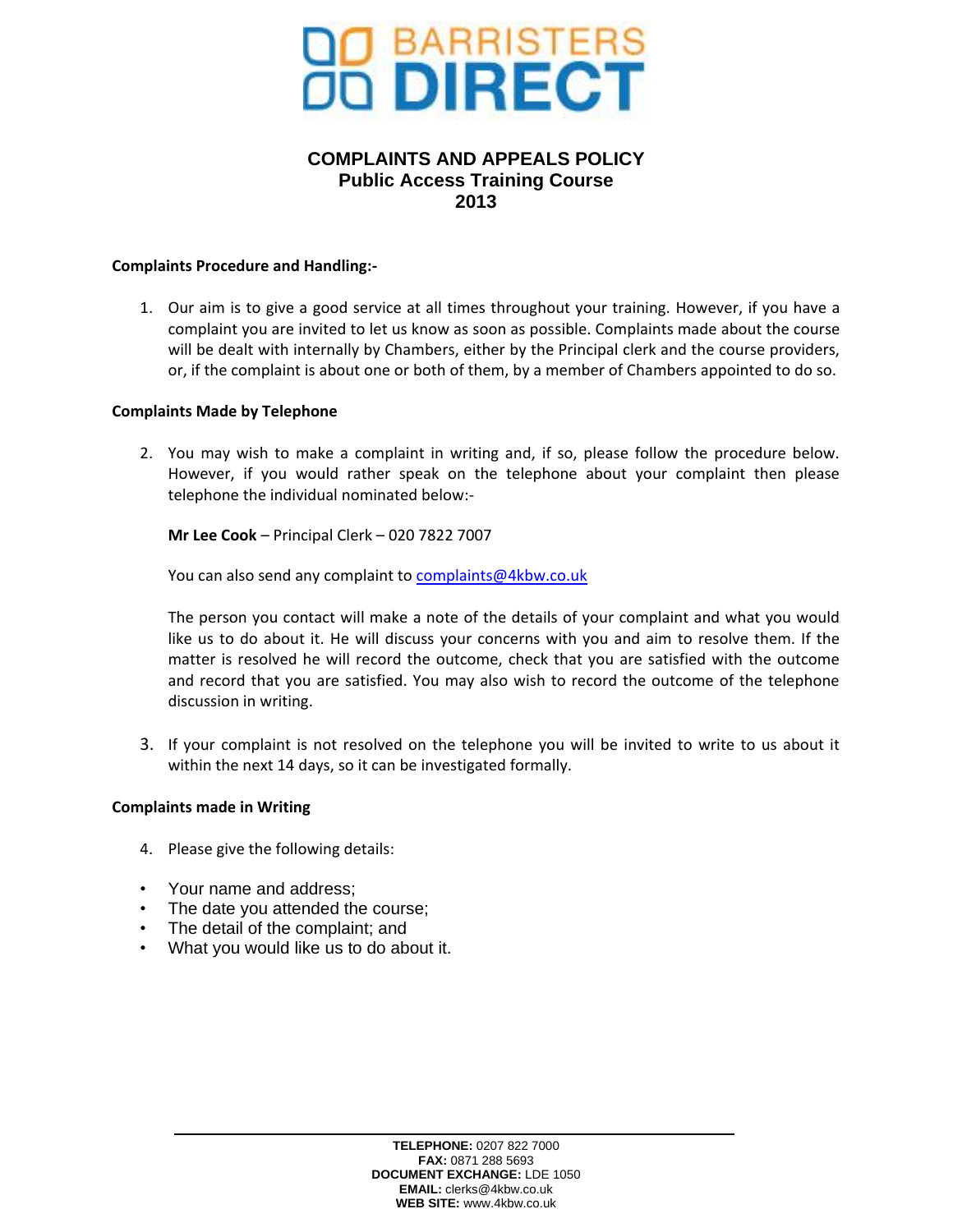# BARRISTERS DIRECT

## COMPLAINTS AND APPEALS POLICY
## Public Access Training Course
## 2013

**Complaints Procedure and Handling:-**

1. Our aim is to give a good service at all times throughout your training. However, if you have a complaint you are invited to let us know as soon as possible. Complaints made about the course will be dealt with internally by Chambers, either by the Principal clerk and the course providers, or, if the complaint is about one or both of them, by a member of Chambers appointed to do so.

**Complaints Made by Telephone**

2. You may wish to make a complaint in writing and, if so, please follow the procedure below. However, if you would rather speak on the telephone about your complaint then please telephone the individual nominated below:-

   **Mr Lee Cook** – Principal Clerk – 020 7822 7007

   You can also send any complaint to complaints@4kbw.co.uk

   The person you contact will make a note of the details of your complaint and what you would like us to do about it. He will discuss your concerns with you and aim to resolve them. If the matter is resolved he will record the outcome, check that you are satisfied with the outcome and record that you are satisfied. You may also wish to record the outcome of the telephone discussion in writing.

3. If your complaint is not resolved on the telephone you will be invited to write to us about it within the next 14 days, so it can be investigated formally.

**Complaints made in Writing**

4. Please give the following details:

- Your name and address;
- The date you attended the course;
- The detail of the complaint; and
- What you would like us to do about it.

**TELEPHONE:** 0207 822 7000
**FAX:** 0871 288 5693
**DOCUMENT EXCHANGE:** LDE 1050
**EMAIL:** clerks@4kbw.co.uk
**WEB SITE:** www.4kbw.co.uk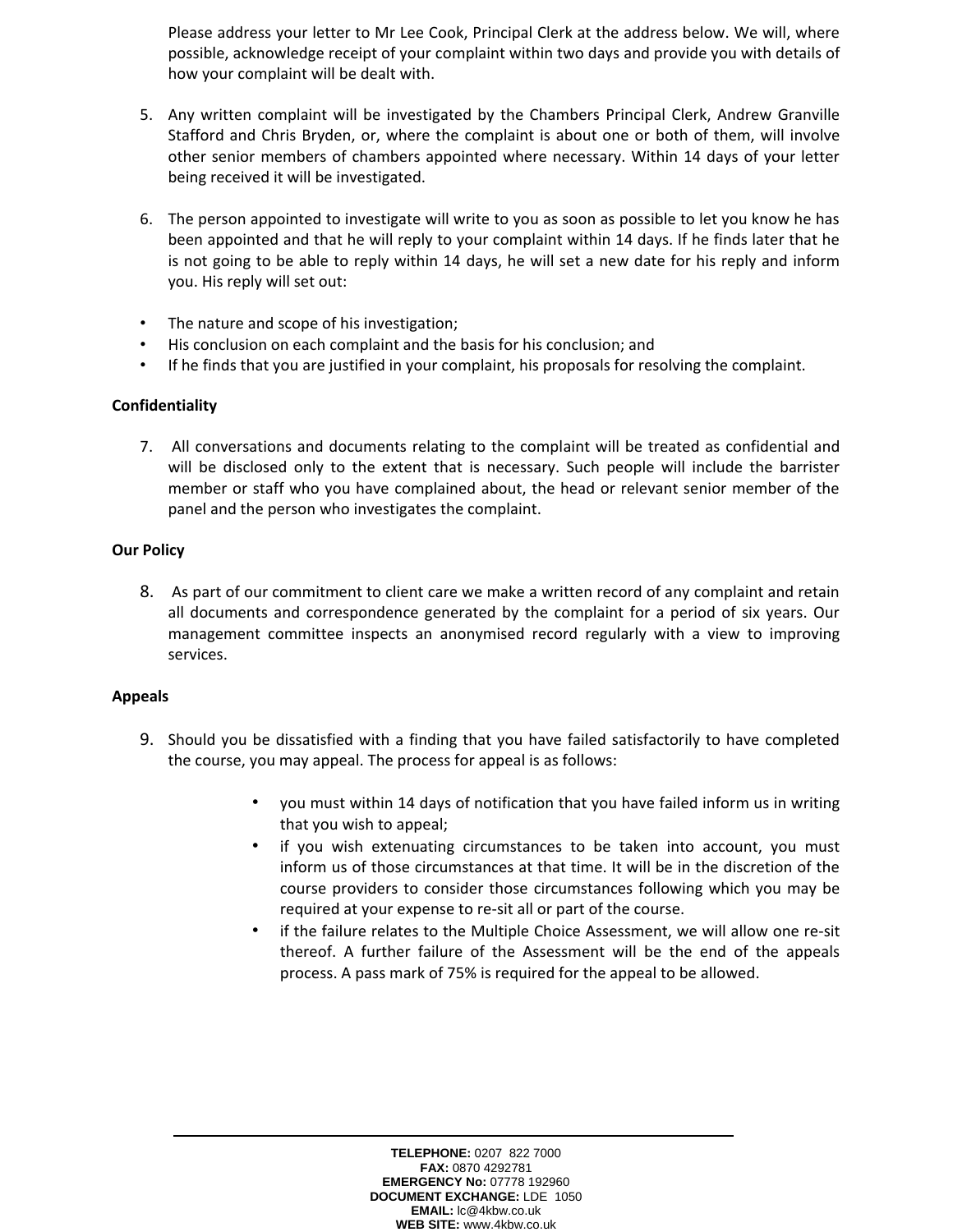Please address your letter to Mr Lee Cook, Principal Clerk at the address below. We will, where possible, acknowledge receipt of your complaint within two days and provide you with details of how your complaint will be dealt with.

5. Any written complaint will be investigated by the Chambers Principal Clerk, Andrew Granville Stafford and Chris Bryden, or, where the complaint is about one or both of them, will involve other senior members of chambers appointed where necessary. Within 14 days of your letter being received it will be investigated.

6. The person appointed to investigate will write to you as soon as possible to let you know he has been appointed and that he will reply to your complaint within 14 days. If he finds later that he is not going to be able to reply within 14 days, he will set a new date for his reply and inform you. His reply will set out:

- The nature and scope of his investigation;
- His conclusion on each complaint and the basis for his conclusion; and
- If he finds that you are justified in your complaint, his proposals for resolving the complaint.

**Confidentiality**

7. All conversations and documents relating to the complaint will be treated as confidential and will be disclosed only to the extent that is necessary. Such people will include the barrister member or staff who you have complained about, the head or relevant senior member of the panel and the person who investigates the complaint.

**Our Policy**

8. As part of our commitment to client care we make a written record of any complaint and retain all documents and correspondence generated by the complaint for a period of six years. Our management committee inspects an anonymised record regularly with a view to improving services.

**Appeals**

9. Should you be dissatisfied with a finding that you have failed satisfactorily to have completed the course, you may appeal. The process for appeal is as follows:

   - you must within 14 days of notification that you have failed inform us in writing that you wish to appeal;
   - if you wish extenuating circumstances to be taken into account, you must inform us of those circumstances at that time. It will be in the discretion of the course providers to consider those circumstances following which you may be required at your expense to re-sit all or part of the course.
   - if the failure relates to the Multiple Choice Assessment, we will allow one re-sit thereof. A further failure of the Assessment will be the end of the appeals process. A pass mark of 75% is required for the appeal to be allowed.

**TELEPHONE:** 0207 822 7000
**FAX:** 0870 4292781
**EMERGENCY No:** 07778 192960
**DOCUMENT EXCHANGE:** LDE 1050
**EMAIL:** lc@4kbw.co.uk
**WEB SITE:** www.4kbw.co.uk